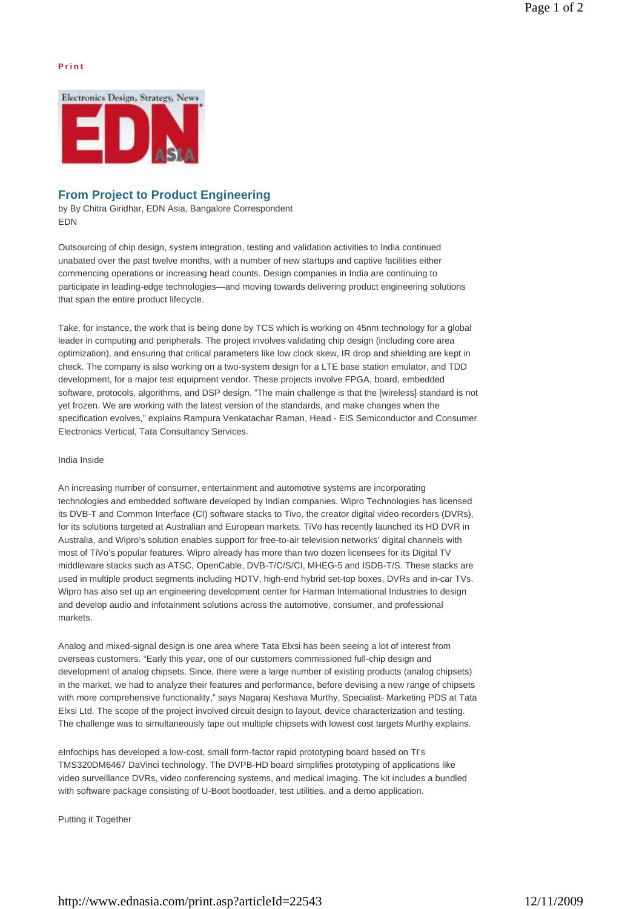Print

# From Project to Product Engineering

by By Chitra Giridhar, EDN Asia, Bangalore Correspondent
EDN

Outsourcing of chip design, system integration, testing and validation activities to India continued unabated over the past twelve months, with a number of new startups and captive facilities either commencing operations or increasing head counts. Design companies in India are continuing to participate in leading-edge technologies—and moving towards delivering product engineering solutions that span the entire product lifecycle.

Take, for instance, the work that is being done by TCS which is working on 45nm technology for a global leader in computing and peripherals. The project involves validating chip design (including core area optimization), and ensuring that critical parameters like low clock skew, IR drop and shielding are kept in check. The company is also working on a two-system design for a LTE base station emulator, and TDD development, for a major test equipment vendor. These projects involve FPGA, board, embedded software, protocols, algorithms, and DSP design. "The main challenge is that the [wireless] standard is not yet frozen. We are working with the latest version of the standards, and make changes when the specification evolves," explains Rampura Venkatachar Raman, Head - EIS Semiconductor and Consumer Electronics Vertical, Tata Consultancy Services.

## India Inside

An increasing number of consumer, entertainment and automotive systems are incorporating technologies and embedded software developed by Indian companies. Wipro Technologies has licensed its DVB-T and Common Interface (CI) software stacks to Tivo, the creator digital video recorders (DVRs), for its solutions targeted at Australian and European markets. TiVo has recently launched its HD DVR in Australia, and Wipro's solution enables support for free-to-air television networks' digital channels with most of TiVo's popular features. Wipro already has more than two dozen licensees for its Digital TV middleware stacks such as ATSC, OpenCable, DVB-T/C/S/CI, MHEG-5 and ISDB-T/S. These stacks are used in multiple product segments including HDTV, high-end hybrid set-top boxes, DVRs and in-car TVs. Wipro has also set up an engineering development center for Harman International Industries to design and develop audio and infotainment solutions across the automotive, consumer, and professional markets.

Analog and mixed-signal design is one area where Tata Elxsi has been seeing a lot of interest from overseas customers. "Early this year, one of our customers commissioned full-chip design and development of analog chipsets. Since, there were a large number of existing products (analog chipsets) in the market, we had to analyze their features and performance, before devising a new range of chipsets with more comprehensive functionality," says Nagaraj Keshava Murthy, Specialist- Marketing PDS at Tata Elxsi Ltd. The scope of the project involved circuit design to layout, device characterization and testing. The challenge was to simultaneously tape out multiple chipsets with lowest cost targets Murthy explains.

eInfochips has developed a low-cost, small form-factor rapid prototyping board based on TI's TMS320DM6467 DaVinci technology. The DVPB-HD board simplifies prototyping of applications like video surveillance DVRs, video conferencing systems, and medical imaging. The kit includes a bundled with software package consisting of U-Boot bootloader, test utilities, and a demo application.

## Putting it Together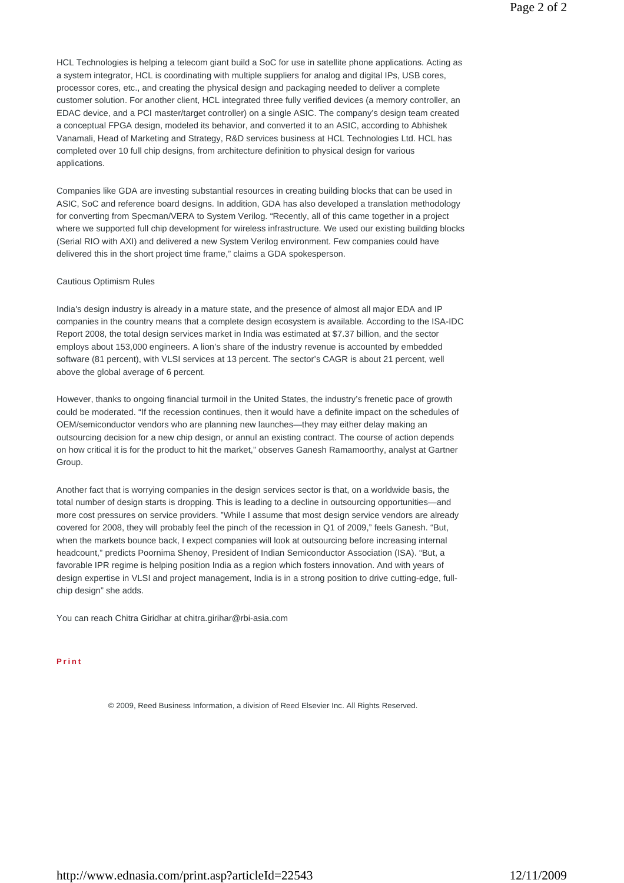HCL Technologies is helping a telecom giant build a SoC for use in satellite phone applications. Acting as a system integrator, HCL is coordinating with multiple suppliers for analog and digital IPs, USB cores, processor cores, etc., and creating the physical design and packaging needed to deliver a complete customer solution. For another client, HCL integrated three fully verified devices (a memory controller, an EDAC device, and a PCI master/target controller) on a single ASIC. The company's design team created a conceptual FPGA design, modeled its behavior, and converted it to an ASIC, according to Abhishek Vanamali, Head of Marketing and Strategy, R&D services business at HCL Technologies Ltd. HCL has completed over 10 full chip designs, from architecture definition to physical design for various applications.

Companies like GDA are investing substantial resources in creating building blocks that can be used in ASIC, SoC and reference board designs. In addition, GDA has also developed a translation methodology for converting from Specman/VERA to System Verilog. "Recently, all of this came together in a project where we supported full chip development for wireless infrastructure. We used our existing building blocks (Serial RIO with AXI) and delivered a new System Verilog environment. Few companies could have delivered this in the short project time frame," claims a GDA spokesperson.

Cautious Optimism Rules

India's design industry is already in a mature state, and the presence of almost all major EDA and IP companies in the country means that a complete design ecosystem is available. According to the ISA-IDC Report 2008, the total design services market in India was estimated at $7.37 billion, and the sector employs about 153,000 engineers. A lion's share of the industry revenue is accounted by embedded software (81 percent), with VLSI services at 13 percent. The sector's CAGR is about 21 percent, well above the global average of 6 percent.

However, thanks to ongoing financial turmoil in the United States, the industry's frenetic pace of growth could be moderated. "If the recession continues, then it would have a definite impact on the schedules of OEM/semiconductor vendors who are planning new launches—they may either delay making an outsourcing decision for a new chip design, or annul an existing contract. The course of action depends on how critical it is for the product to hit the market," observes Ganesh Ramamoorthy, analyst at Gartner Group.

Another fact that is worrying companies in the design services sector is that, on a worldwide basis, the total number of design starts is dropping. This is leading to a decline in outsourcing opportunities—and more cost pressures on service providers. "While I assume that most design service vendors are already covered for 2008, they will probably feel the pinch of the recession in Q1 of 2009," feels Ganesh. "But, when the markets bounce back, I expect companies will look at outsourcing before increasing internal headcount," predicts Poornima Shenoy, President of Indian Semiconductor Association (ISA). "But, a favorable IPR regime is helping position India as a region which fosters innovation. And with years of design expertise in VLSI and project management, India is in a strong position to drive cutting-edge, full-chip design" she adds.

You can reach Chitra Giridhar at chitra.girihar@rbi-asia.com

**Print**

© 2009, Reed Business Information, a division of Reed Elsevier Inc. All Rights Reserved.